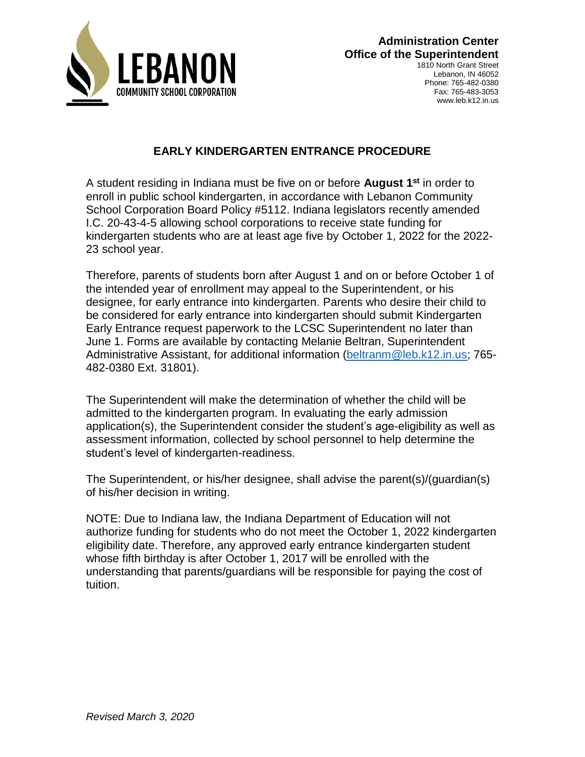**LEBANON**
COMMUNITY SCHOOL CORPORATION

**Administration Center**
**Office of the Superintendent**
1810 North Grant Street
Lebanon, IN 46052
Phone: 765-482-0380
Fax: 765-483-3053
www.leb.k12.in.us

## EARLY KINDERGARTEN ENTRANCE PROCEDURE

A student residing in Indiana must be five on or before **August 1st** in order to enroll in public school kindergarten, in accordance with Lebanon Community School Corporation Board Policy #5112. Indiana legislators recently amended I.C. 20-43-4-5 allowing school corporations to receive state funding for kindergarten students who are at least age five by October 1, 2022 for the 2022-23 school year.

Therefore, parents of students born after August 1 and on or before October 1 of the intended year of enrollment may appeal to the Superintendent, or his designee, for early entrance into kindergarten. Parents who desire their child to be considered for early entrance into kindergarten should submit Kindergarten Early Entrance request paperwork to the LCSC Superintendent no later than June 1. Forms are available by contacting Melanie Beltran, Superintendent Administrative Assistant, for additional information (beltranm@leb.k12.in.us; 765-482-0380 Ext. 31801).

The Superintendent will make the determination of whether the child will be admitted to the kindergarten program. In evaluating the early admission application(s), the Superintendent consider the student's age-eligibility as well as assessment information, collected by school personnel to help determine the student's level of kindergarten-readiness.

The Superintendent, or his/her designee, shall advise the parent(s)/(guardian(s) of his/her decision in writing.

NOTE: Due to Indiana law, the Indiana Department of Education will not authorize funding for students who do not meet the October 1, 2022 kindergarten eligibility date. Therefore, any approved early entrance kindergarten student whose fifth birthday is after October 1, 2017 will be enrolled with the understanding that parents/guardians will be responsible for paying the cost of tuition.

*Revised March 3, 2020*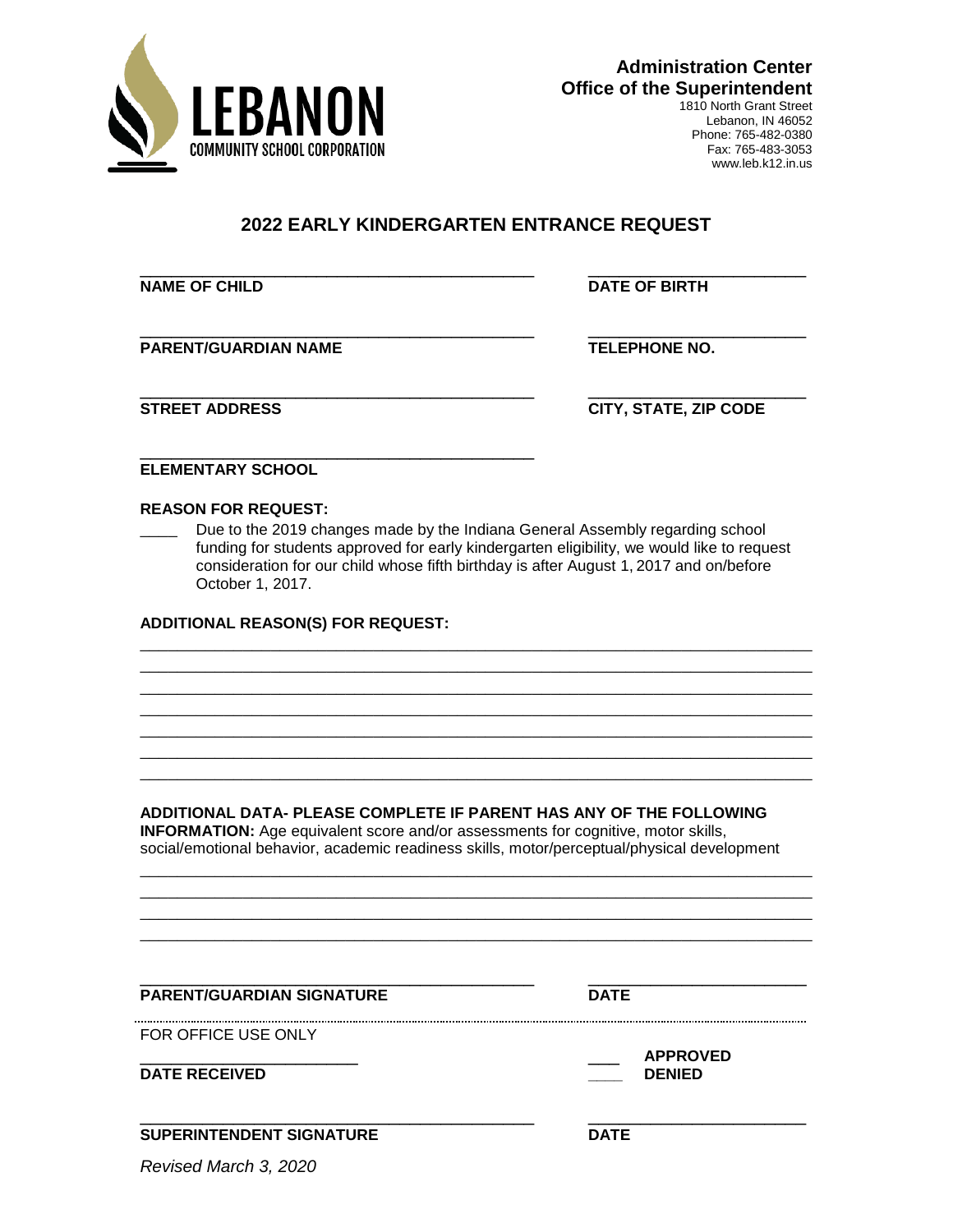LEBANON
COMMUNITY SCHOOL CORPORATION

**Administration Center**
**Office of the Superintendent**
1810 North Grant Street
Lebanon, IN 46052
Phone: 765-482-0380
Fax: 765-483-3053
www.leb.k12.in.us

## 2022 EARLY KINDERGARTEN ENTRANCE REQUEST

______________________________________________ ________________________
**NAME OF CHILD** **DATE OF BIRTH**

______________________________________________ ________________________
**PARENT/GUARDIAN NAME** **TELEPHONE NO.**

______________________________________________ ________________________
**STREET ADDRESS** **CITY, STATE, ZIP CODE**

______________________________________________
**ELEMENTARY SCHOOL**

**REASON FOR REQUEST:**

____ Due to the 2019 changes made by the Indiana General Assembly regarding school funding for students approved for early kindergarten eligibility, we would like to request consideration for our child whose fifth birthday is after August 1, 2017 and on/before October 1, 2017.

**ADDITIONAL REASON(S) FOR REQUEST:**

____________________________________________________________________________
____________________________________________________________________________
____________________________________________________________________________
____________________________________________________________________________
____________________________________________________________________________
____________________________________________________________________________
____________________________________________________________________________

**ADDITIONAL DATA- PLEASE COMPLETE IF PARENT HAS ANY OF THE FOLLOWING INFORMATION:** Age equivalent score and/or assessments for cognitive, motor skills, social/emotional behavior, academic readiness skills, motor/perceptual/physical development

____________________________________________________________________________
____________________________________________________________________________
____________________________________________________________________________
____________________________________________________________________________

______________________________________________ ________________________
**PARENT/GUARDIAN SIGNATURE** **DATE**

FOR OFFICE USE ONLY

________________________ ___ **APPROVED**
**DATE RECEIVED** ____ **DENIED**

______________________________________________ ________________________
**SUPERINTENDENT SIGNATURE** **DATE**

*Revised March 3, 2020*